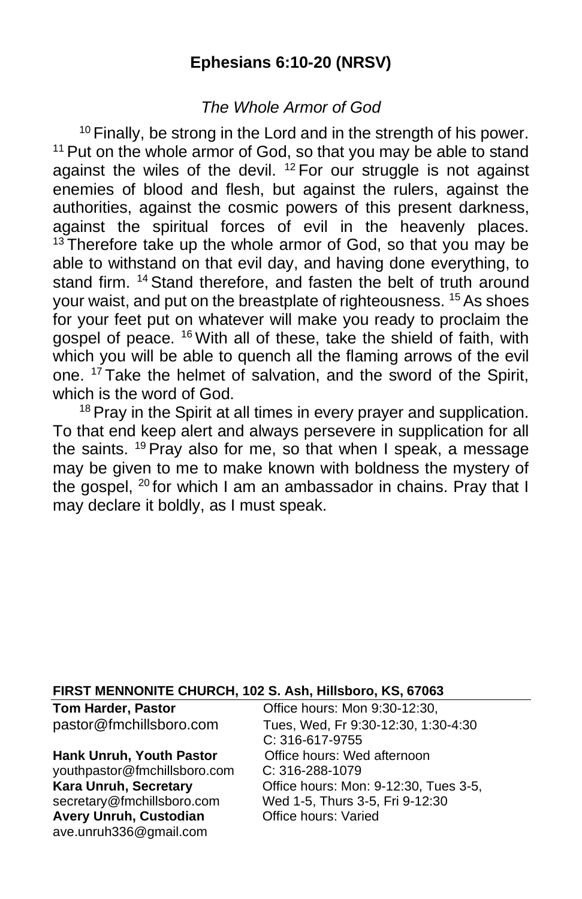## Ephesians 6:10-20 (NRSV)

*The Whole Armor of God*

[10] Finally, be strong in the Lord and in the strength of his power. [11] Put on the whole armor of God, so that you may be able to stand against the wiles of the devil. [12] For our struggle is not against enemies of blood and flesh, but against the rulers, against the authorities, against the cosmic powers of this present darkness, against the spiritual forces of evil in the heavenly places. [13] Therefore take up the whole armor of God, so that you may be able to withstand on that evil day, and having done everything, to stand firm. [14] Stand therefore, and fasten the belt of truth around your waist, and put on the breastplate of righteousness. [15] As shoes for your feet put on whatever will make you ready to proclaim the gospel of peace. [16] With all of these, take the shield of faith, with which you will be able to quench all the flaming arrows of the evil one. [17] Take the helmet of salvation, and the sword of the Spirit, which is the word of God.

[18] Pray in the Spirit at all times in every prayer and supplication. To that end keep alert and always persevere in supplication for all the saints. [19] Pray also for me, so that when I speak, a message may be given to me to make known with boldness the mystery of the gospel, [20] for which I am an ambassador in chains. Pray that I may declare it boldly, as I must speak.

**FIRST MENNONITE CHURCH, 102 S. Ash, Hillsboro, KS, 67063**

| | |
|---|---|
| **Tom Harder, Pastor**<br>pastor@fmchillsboro.com | Office hours: Mon 9:30-12:30,<br>Tues, Wed, Fr 9:30-12:30, 1:30-4:30<br>C: 316-617-9755 |
| **Hank Unruh, Youth Pastor**<br>youthpastor@fmchillsboro.com | Office hours: Wed afternoon<br>C: 316-288-1079 |
| **Kara Unruh, Secretary**<br>secretary@fmchillsboro.com | Office hours: Mon: 9-12:30, Tues 3-5,<br>Wed 1-5, Thurs 3-5, Fri 9-12:30 |
| **Avery Unruh, Custodian**<br>ave.unruh336@gmail.com | Office hours: Varied |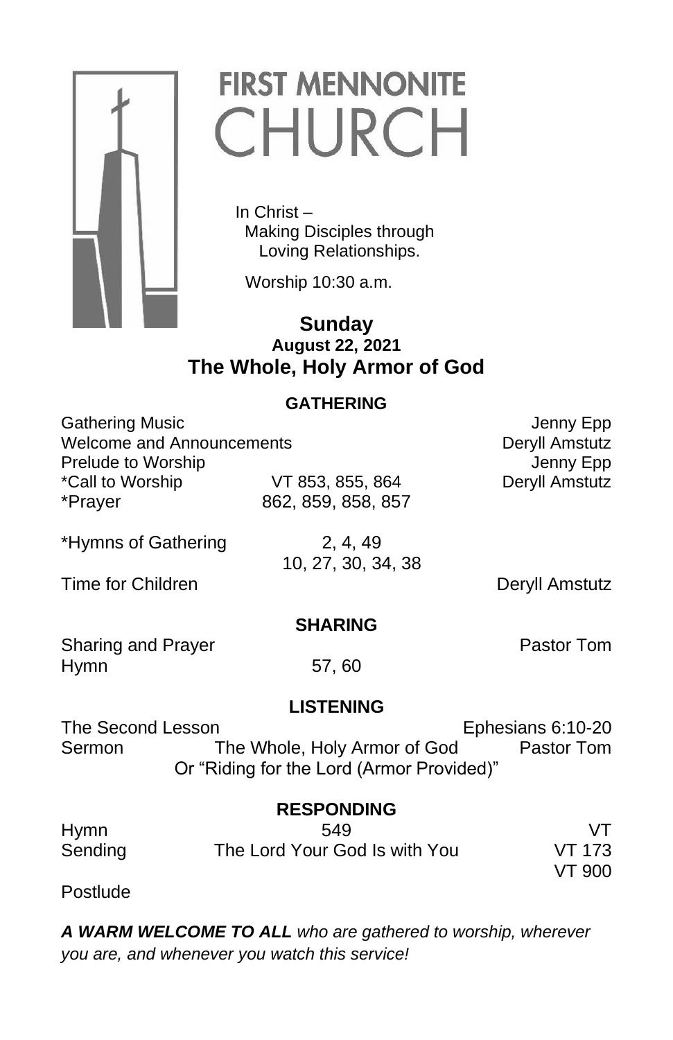# FIRST MENNONITE CHURCH

In Christ –
Making Disciples through
Loving Relationships.

Worship 10:30 a.m.

**Sunday**
**August 22, 2021**
**The Whole, Holy Armor of God**

## GATHERING

| | | |
|---|---|---|
| Gathering Music | | Jenny Epp |
| Welcome and Announcements | | Deryll Amstutz |
| Prelude to Worship | | Jenny Epp |
| *Call to Worship | VT 853, 855, 864 | Deryll Amstutz |
| *Prayer | 862, 859, 858, 857 | |
| *Hymns of Gathering | 2, 4, 49<br>10, 27, 30, 34, 38 | |
| Time for Children | | Deryll Amstutz |

## SHARING

| | | |
|---|---|---|
| Sharing and Prayer | | Pastor Tom |
| Hymn | 57, 60 | |

## LISTENING

| | | |
|---|---|---|
| The Second Lesson | | Ephesians 6:10-20 |
| Sermon | The Whole, Holy Armor of God<br>Or "Riding for the Lord (Armor Provided)" | Pastor Tom |

## RESPONDING

| | | |
|---|---|---|
| Hymn | 549 | VT |
| Sending | The Lord Your God Is with You | VT 173<br>VT 900 |

Postlude

***A WARM WELCOME TO ALL*** *who are gathered to worship, wherever you are, and whenever you watch this service!*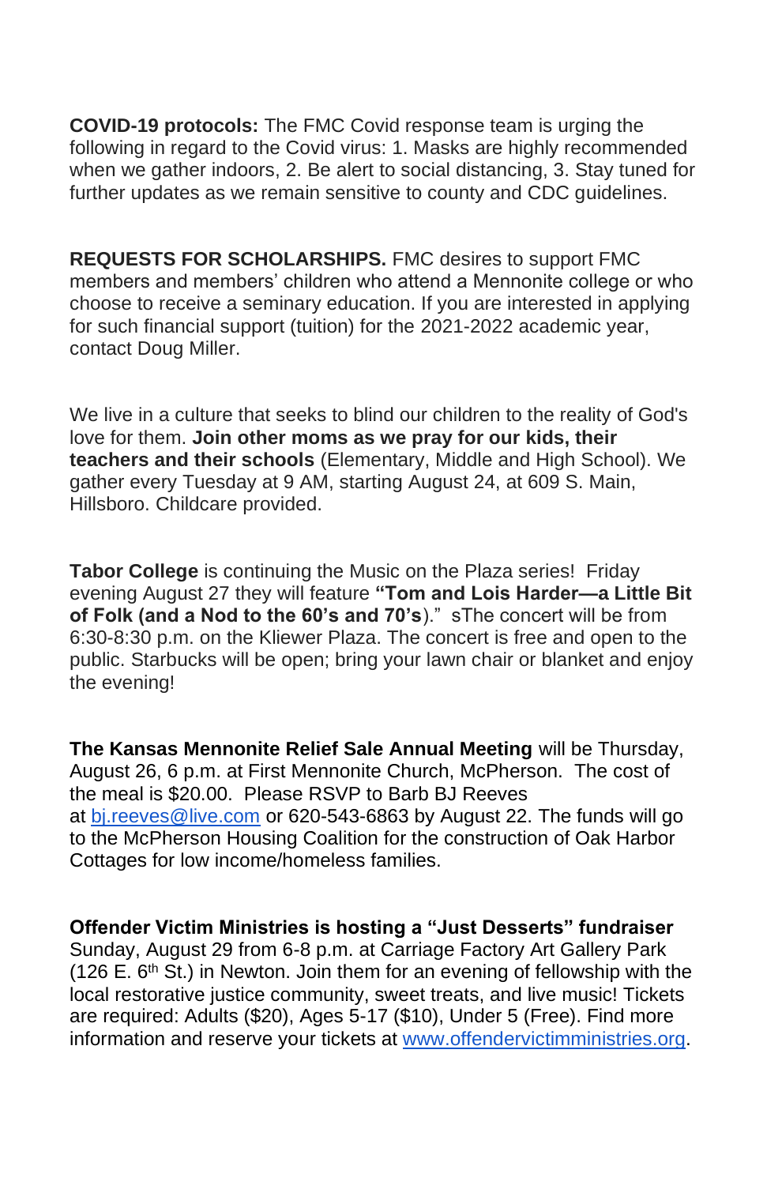**COVID-19 protocols:** The FMC Covid response team is urging the following in regard to the Covid virus: 1. Masks are highly recommended when we gather indoors, 2. Be alert to social distancing, 3. Stay tuned for further updates as we remain sensitive to county and CDC guidelines.

**REQUESTS FOR SCHOLARSHIPS.** FMC desires to support FMC members and members' children who attend a Mennonite college or who choose to receive a seminary education. If you are interested in applying for such financial support (tuition) for the 2021-2022 academic year, contact Doug Miller.

We live in a culture that seeks to blind our children to the reality of God's love for them. **Join other moms as we pray for our kids, their teachers and their schools** (Elementary, Middle and High School). We gather every Tuesday at 9 AM, starting August 24, at 609 S. Main, Hillsboro. Childcare provided.

**Tabor College** is continuing the Music on the Plaza series! Friday evening August 27 they will feature **"Tom and Lois Harder—a Little Bit of Folk (and a Nod to the 60's and 70's**)." sThe concert will be from 6:30-8:30 p.m. on the Kliewer Plaza. The concert is free and open to the public. Starbucks will be open; bring your lawn chair or blanket and enjoy the evening!

**The Kansas Mennonite Relief Sale Annual Meeting** will be Thursday, August 26, 6 p.m. at First Mennonite Church, McPherson. The cost of the meal is $20.00. Please RSVP to Barb BJ Reeves at [bj.reeves@live.com](mailto:bj.reeves@live.com) or 620-543-6863 by August 22. The funds will go to the McPherson Housing Coalition for the construction of Oak Harbor Cottages for low income/homeless families.

**Offender Victim Ministries is hosting a "Just Desserts" fundraiser** Sunday, August 29 from 6-8 p.m. at Carriage Factory Art Gallery Park (126 E. 6th St.) in Newton. Join them for an evening of fellowship with the local restorative justice community, sweet treats, and live music! Tickets are required: Adults ($20), Ages 5-17 ($10), Under 5 (Free). Find more information and reserve your tickets at [www.offendervictimministries.org](http://www.offendervictimministries.org).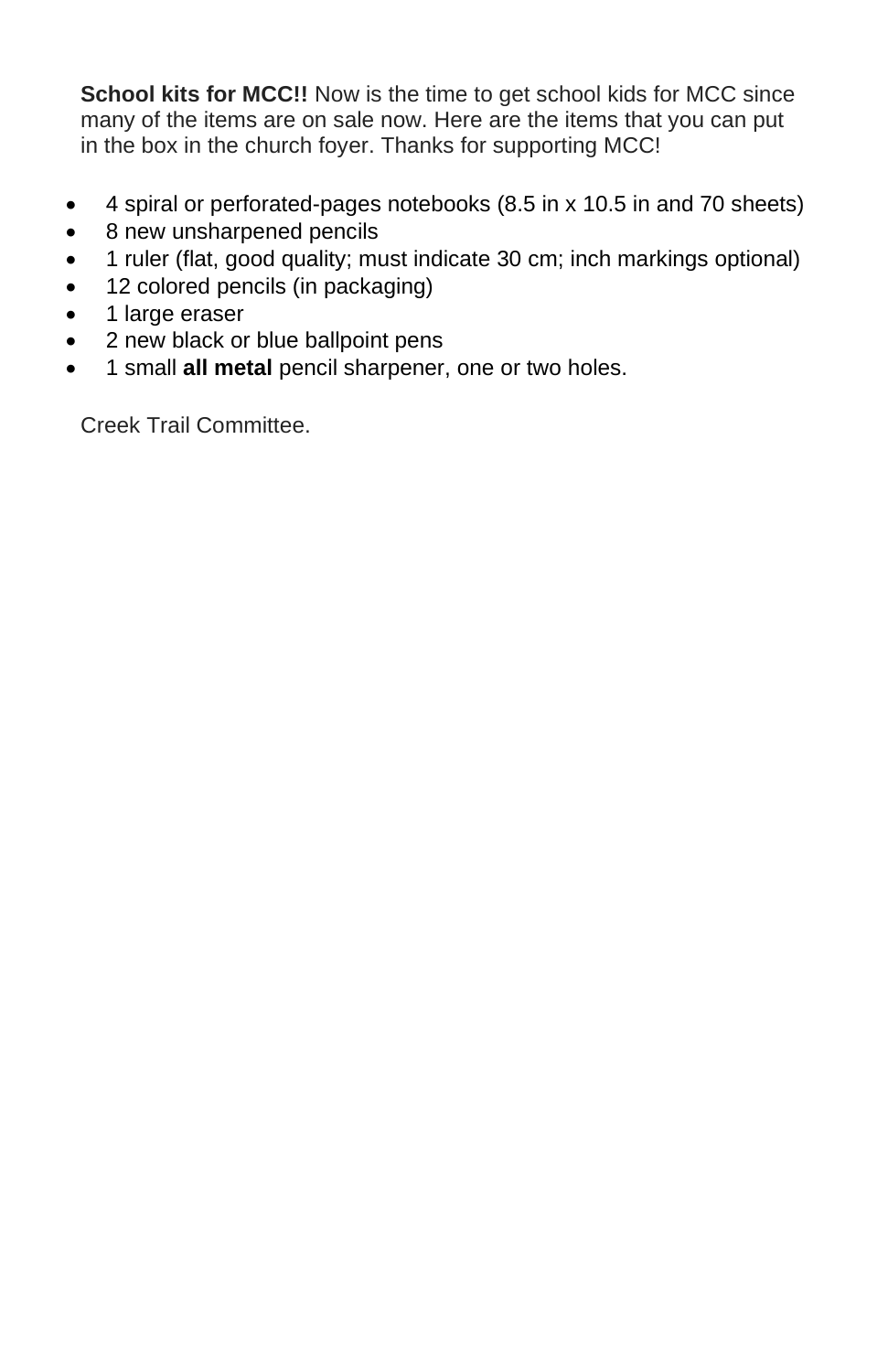**School kits for MCC!!** Now is the time to get school kids for MCC since many of the items are on sale now. Here are the items that you can put in the box in the church foyer. Thanks for supporting MCC!

- 4 spiral or perforated-pages notebooks (8.5 in x 10.5 in and 70 sheets)
- 8 new unsharpened pencils
- 1 ruler (flat, good quality; must indicate 30 cm; inch markings optional)
- 12 colored pencils (in packaging)
- 1 large eraser
- 2 new black or blue ballpoint pens
- 1 small **all metal** pencil sharpener, one or two holes.

Creek Trail Committee.